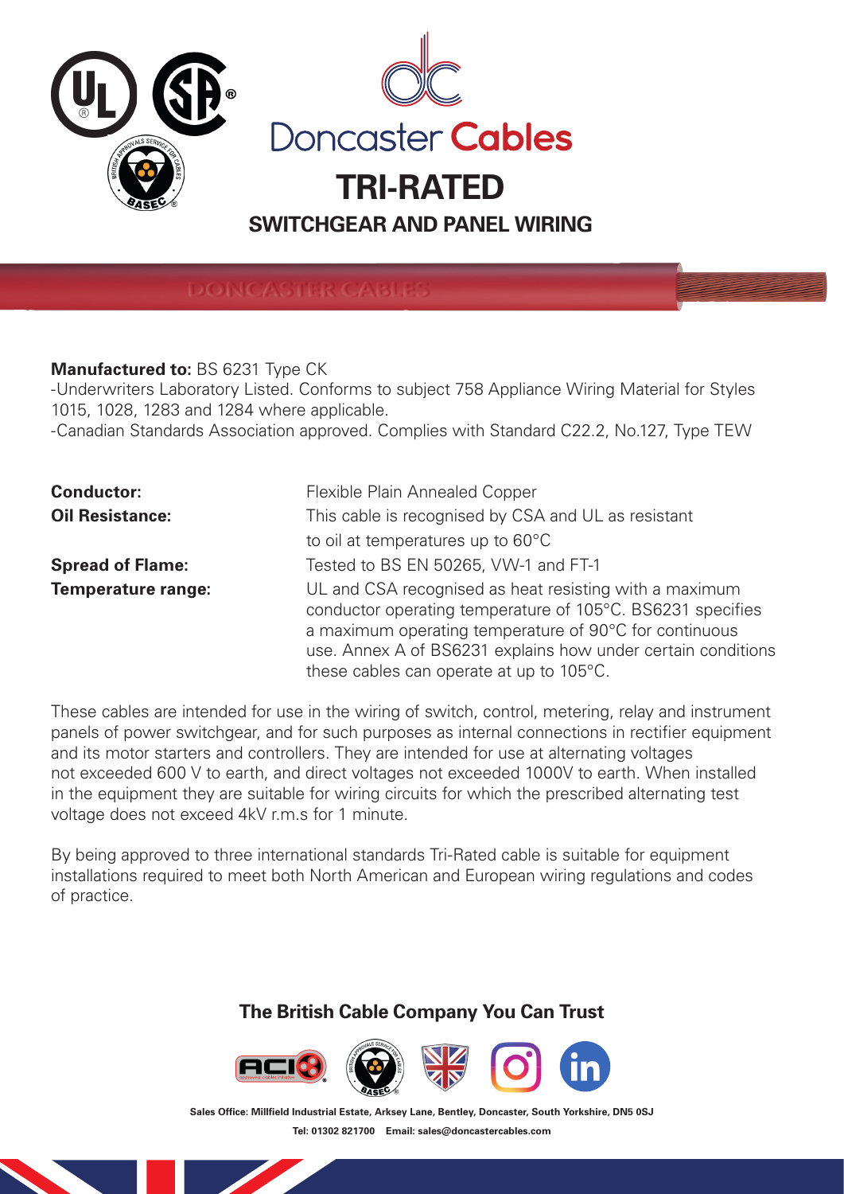# Doncaster Cables

# TRI-RATED

## SWITCHGEAR AND PANEL WIRING

**Manufactured to:** BS 6231 Type CK

-Underwriters Laboratory Listed. Conforms to subject 758 Appliance Wiring Material for Styles 1015, 1028, 1283 and 1284 where applicable.

-Canadian Standards Association approved. Complies with Standard C22.2, No.127, Type TEW

| | |
|---|---|
| **Conductor:** | Flexible Plain Annealed Copper |
| **Oil Resistance:** | This cable is recognised by CSA and UL as resistant to oil at temperatures up to 60°C |
| **Spread of Flame:** | Tested to BS EN 50265, VW-1 and FT-1 |
| **Temperature range:** | UL and CSA recognised as heat resisting with a maximum conductor operating temperature of 105°C. BS6231 specifies a maximum operating temperature of 90°C for continuous use. Annex A of BS6231 explains how under certain conditions these cables can operate at up to 105°C. |

These cables are intended for use in the wiring of switch, control, metering, relay and instrument panels of power switchgear, and for such purposes as internal connections in rectifier equipment and its motor starters and controllers. They are intended for use at alternating voltages not exceeded 600 V to earth, and direct voltages not exceeded 1000V to earth. When installed in the equipment they are suitable for wiring circuits for which the prescribed alternating test voltage does not exceed 4kV r.m.s for 1 minute.

By being approved to three international standards Tri-Rated cable is suitable for equipment installations required to meet both North American and European wiring regulations and codes of practice.

**The British Cable Company You Can Trust**

**Sales Office: Millfield Industrial Estate, Arksey Lane, Bentley, Doncaster, South Yorkshire, DN5 0SJ**

**Tel: 01302 821700 Email: sales@doncastercables.com**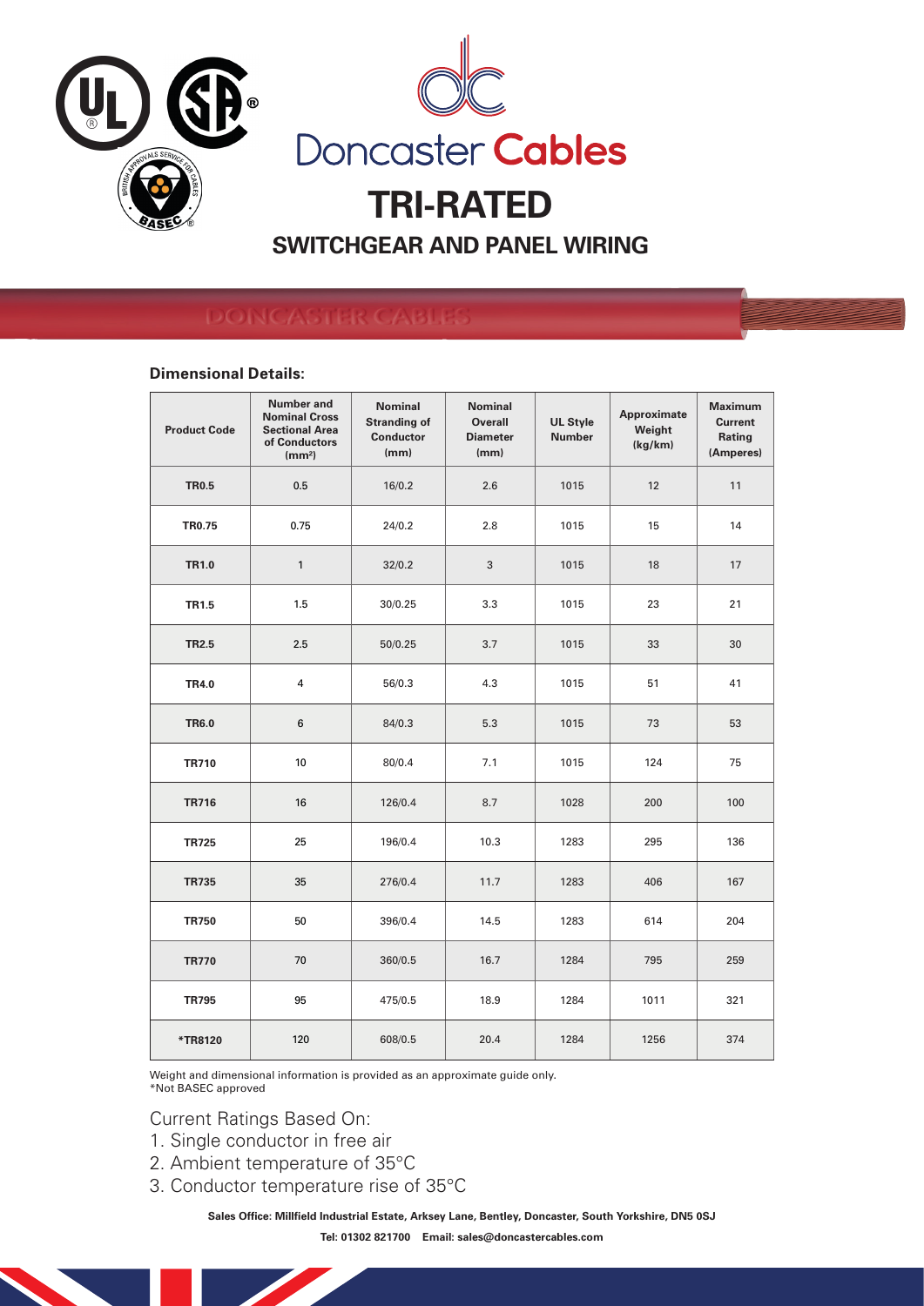Doncaster Cables

# TRI-RATED

## SWITCHGEAR AND PANEL WIRING

**Dimensional Details:**

| Product Code | Number and Nominal Cross Sectional Area of Conductors (mm²) | Nominal Stranding of Conductor (mm) | Nominal Overall Diameter (mm) | UL Style Number | Approximate Weight (kg/km) | Maximum Current Rating (Amperes) |
|---|---|---|---|---|---|---|
| **TR0.5** | 0.5 | 16/0.2 | 2.6 | 1015 | 12 | 11 |
| **TR0.75** | 0.75 | 24/0.2 | 2.8 | 1015 | 15 | 14 |
| **TR1.0** | 1 | 32/0.2 | 3 | 1015 | 18 | 17 |
| **TR1.5** | 1.5 | 30/0.25 | 3.3 | 1015 | 23 | 21 |
| **TR2.5** | 2.5 | 50/0.25 | 3.7 | 1015 | 33 | 30 |
| **TR4.0** | 4 | 56/0.3 | 4.3 | 1015 | 51 | 41 |
| **TR6.0** | 6 | 84/0.3 | 5.3 | 1015 | 73 | 53 |
| **TR710** | 10 | 80/0.4 | 7.1 | 1015 | 124 | 75 |
| **TR716** | 16 | 126/0.4 | 8.7 | 1028 | 200 | 100 |
| **TR725** | 25 | 196/0.4 | 10.3 | 1283 | 295 | 136 |
| **TR735** | 35 | 276/0.4 | 11.7 | 1283 | 406 | 167 |
| **TR750** | 50 | 396/0.4 | 14.5 | 1283 | 614 | 204 |
| **TR770** | 70 | 360/0.5 | 16.7 | 1284 | 795 | 259 |
| **TR795** | 95 | 475/0.5 | 18.9 | 1284 | 1011 | 321 |
| ***TR8120** | 120 | 608/0.5 | 20.4 | 1284 | 1256 | 374 |

Weight and dimensional information is provided as an approximate guide only.
*Not BASEC approved

Current Ratings Based On:

1. Single conductor in free air
2. Ambient temperature of 35°C
3. Conductor temperature rise of 35°C

**Sales Office: Millfield Industrial Estate, Arksey Lane, Bentley, Doncaster, South Yorkshire, DN5 0SJ**

**Tel: 01302 821700 Email: sales@doncastercables.com**